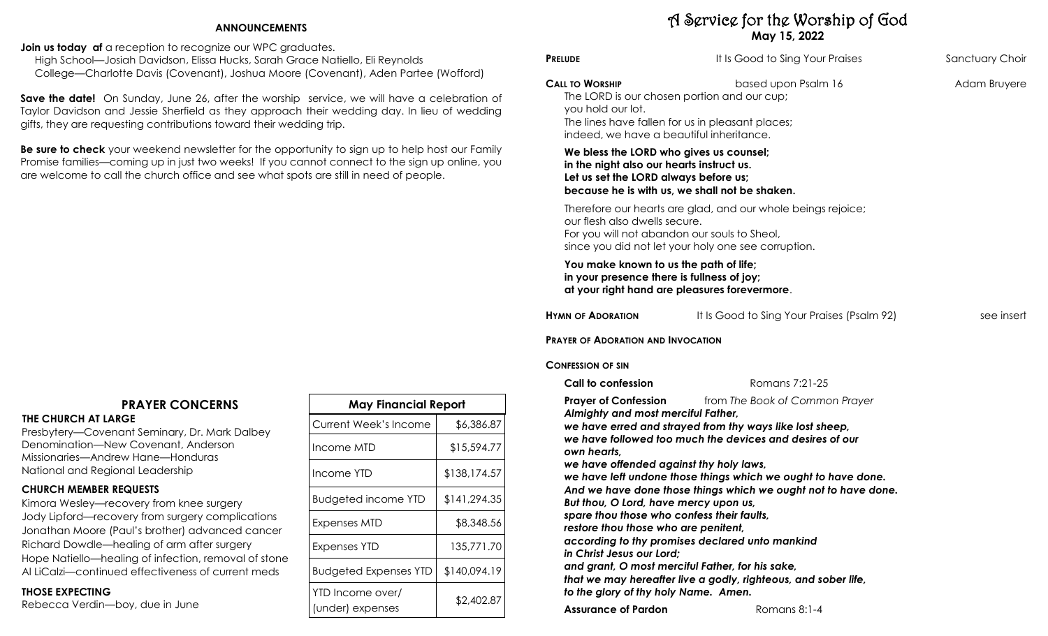## ANNOUNCEMENTS

**Join us today af** a reception to recognize our WPC graduates.
High School—Josiah Davidson, Elissa Hucks, Sarah Grace Natiello, Eli Reynolds
College—Charlotte Davis (Covenant), Joshua Moore (Covenant), Aden Partee (Wofford)

**Save the date!** On Sunday, June 26, after the worship service, we will have a celebration of Taylor Davidson and Jessie Sherfield as they approach their wedding day. In lieu of wedding gifts, they are requesting contributions toward their wedding trip.

**Be sure to check** your weekend newsletter for the opportunity to sign up to help host our Family Promise families—coming up in just two weeks! If you cannot connect to the sign up online, you are welcome to call the church office and see what spots are still in need of people.

## PRAYER CONCERNS

**THE CHURCH AT LARGE**

Presbytery—Covenant Seminary, Dr. Mark Dalbey
Denomination—New Covenant, Anderson
Missionaries—Andrew Hane—Honduras
National and Regional Leadership

**CHURCH MEMBER REQUESTS**

Kimora Wesley—recovery from knee surgery
Jody Lipford—recovery from surgery complications
Jonathan Moore (Paul's brother) advanced cancer
Richard Dowdle—healing of arm after surgery
Hope Natiello—healing of infection, removal of stone
Al LiCalzi—continued effectiveness of current meds

**THOSE EXPECTING**

Rebecca Verdin—boy, due in June

| May Financial Report | |
|---|---|
| Current Week's Income | $6,386.87 |
| Income MTD | $15,594.77 |
| Income YTD | $138,174.57 |
| Budgeted income YTD | $141,294.35 |
| Expenses MTD | $8,348.56 |
| Expenses YTD | 135,771.70 |
| Budgeted Expenses YTD | $140,094.19 |
| YTD Income over/ (under) expenses | $2,402.87 |

# A Service for the Worship of God
**May 15, 2022**

**PRELUDE** — It Is Good to Sing Your Praises — Sanctuary Choir

**CALL TO WORSHIP** — based upon Psalm 16 — Adam Bruyere

The LORD is our chosen portion and our cup;
you hold our lot.
The lines have fallen for us in pleasant places;
indeed, we have a beautiful inheritance.

**We bless the LORD who gives us counsel;**
**in the night also our hearts instruct us.**
**Let us set the LORD always before us;**
**because he is with us, we shall not be shaken.**

Therefore our hearts are glad, and our whole beings rejoice;
our flesh also dwells secure.
For you will not abandon our souls to Sheol,
since you did not let your holy one see corruption.

**You make known to us the path of life;**
**in your presence there is fullness of joy;**
**at your right hand are pleasures forevermore**.

**HYMN OF ADORATION** — It Is Good to Sing Your Praises (Psalm 92) — see insert

**PRAYER OF ADORATION AND INVOCATION**

**CONFESSION OF SIN**

**Call to confession** — Romans 7:21-25

**Prayer of Confession** — from *The Book of Common Prayer*

***Almighty and most merciful Father,***
***we have erred and strayed from thy ways like lost sheep,***
***we have followed too much the devices and desires of our own hearts,***
***we have offended against thy holy laws,***
***we have left undone those things which we ought to have done.***
***And we have done those things which we ought not to have done.***
***But thou, O Lord, have mercy upon us,***
***spare thou those who confess their faults,***
***restore thou those who are penitent,***
***according to thy promises declared unto mankind***
***in Christ Jesus our Lord;***
***and grant, O most merciful Father, for his sake,***
***that we may hereafter live a godly, righteous, and sober life,***
***to the glory of thy holy Name. Amen.***

**Assurance of Pardon** — Romans 8:1-4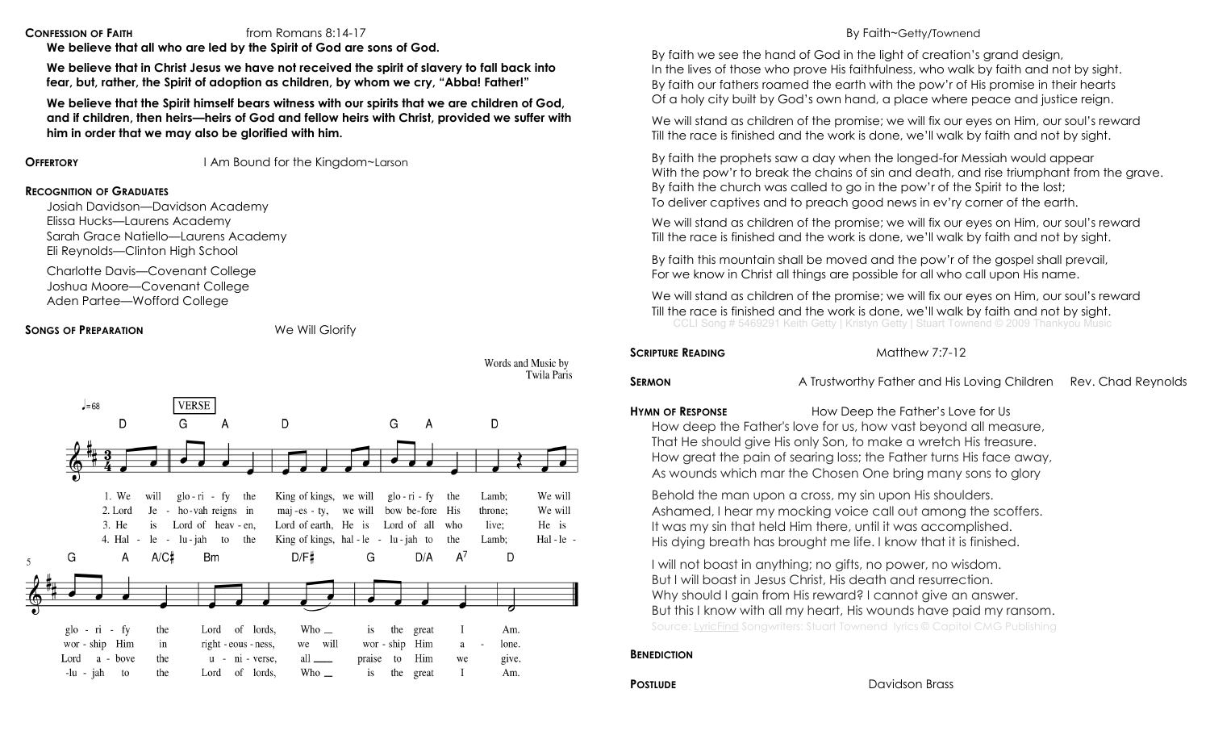**CONFESSION OF FAITH** from Romans 8:14-17

**We believe that all who are led by the Spirit of God are sons of God.**

**We believe that in Christ Jesus we have not received the spirit of slavery to fall back into fear, but, rather, the Spirit of adoption as children, by whom we cry, "Abba! Father!"**

**We believe that the Spirit himself bears witness with our spirits that we are children of God, and if children, then heirs—heirs of God and fellow heirs with Christ, provided we suffer with him in order that we may also be glorified with him.**

**OFFERTORY** I Am Bound for the Kingdom~Larson

**RECOGNITION OF GRADUATES**

Josiah Davidson—Davidson Academy
Elissa Hucks—Laurens Academy
Sarah Grace Natiello—Laurens Academy
Eli Reynolds—Clinton High School

Charlotte Davis—Covenant College
Joshua Moore—Covenant College
Aden Partee—Wofford College

**SONGS OF PREPARATION** We Will Glorify

Words and Music by Twila Paris

1. We will glorify the King of kings, we will glorify the Lamb; We will glorify the Lord of lords, Who is the great I Am.
2. Lord Jehovah reigns in majesty, we will bow before His throne; We will worship Him in righteousness, we will worship Him alone.
3. He is Lord of heaven, Lord of earth, He is Lord of all who live; He is Lord above the universe, all praise to Him we give.
4. Hallelujah to the King of kings, hallelujah to the Lamb; Hallelujah to the Lord of lords, Who is the great I Am.

By Faith~Getty/Townend

By faith we see the hand of God in the light of creation's grand design,
In the lives of those who prove His faithfulness, who walk by faith and not by sight.
By faith our fathers roamed the earth with the pow'r of His promise in their hearts
Of a holy city built by God's own hand, a place where peace and justice reign.

We will stand as children of the promise; we will fix our eyes on Him, our soul's reward
Till the race is finished and the work is done, we'll walk by faith and not by sight.

By faith the prophets saw a day when the longed-for Messiah would appear
With the pow'r to break the chains of sin and death, and rise triumphant from the grave.
By faith the church was called to go in the pow'r of the Spirit to the lost;
To deliver captives and to preach good news in ev'ry corner of the earth.

We will stand as children of the promise; we will fix our eyes on Him, our soul's reward
Till the race is finished and the work is done, we'll walk by faith and not by sight.

By faith this mountain shall be moved and the pow'r of the gospel shall prevail,
For we know in Christ all things are possible for all who call upon His name.

We will stand as children of the promise; we will fix our eyes on Him, our soul's reward
Till the race is finished and the work is done, we'll walk by faith and not by sight.
CCLI Song # 5469291 Keith Getty | Kristyn Getty | Stuart Townend © 2009 Thankyou Music

**SCRIPTURE READING** Matthew 7:7-12

**SERMON** A Trustworthy Father and His Loving Children Rev. Chad Reynolds

**HYMN OF RESPONSE** How Deep the Father's Love for Us

How deep the Father's love for us, how vast beyond all measure,
That He should give His only Son, to make a wretch His treasure.
How great the pain of searing loss; the Father turns His face away,
As wounds which mar the Chosen One bring many sons to glory

Behold the man upon a cross, my sin upon His shoulders.
Ashamed, I hear my mocking voice call out among the scoffers.
It was my sin that held Him there, until it was accomplished.
His dying breath has brought me life. I know that it is finished.

I will not boast in anything; no gifts, no power, no wisdom.
But I will boast in Jesus Christ, His death and resurrection.
Why should I gain from His reward? I cannot give an answer.
But this I know with all my heart, His wounds have paid my ransom.
Source: LyricFind Songwriters: Stuart Townend lyrics © Capitol CMG Publishing

**BENEDICTION**

**POSTLUDE** Davidson Brass